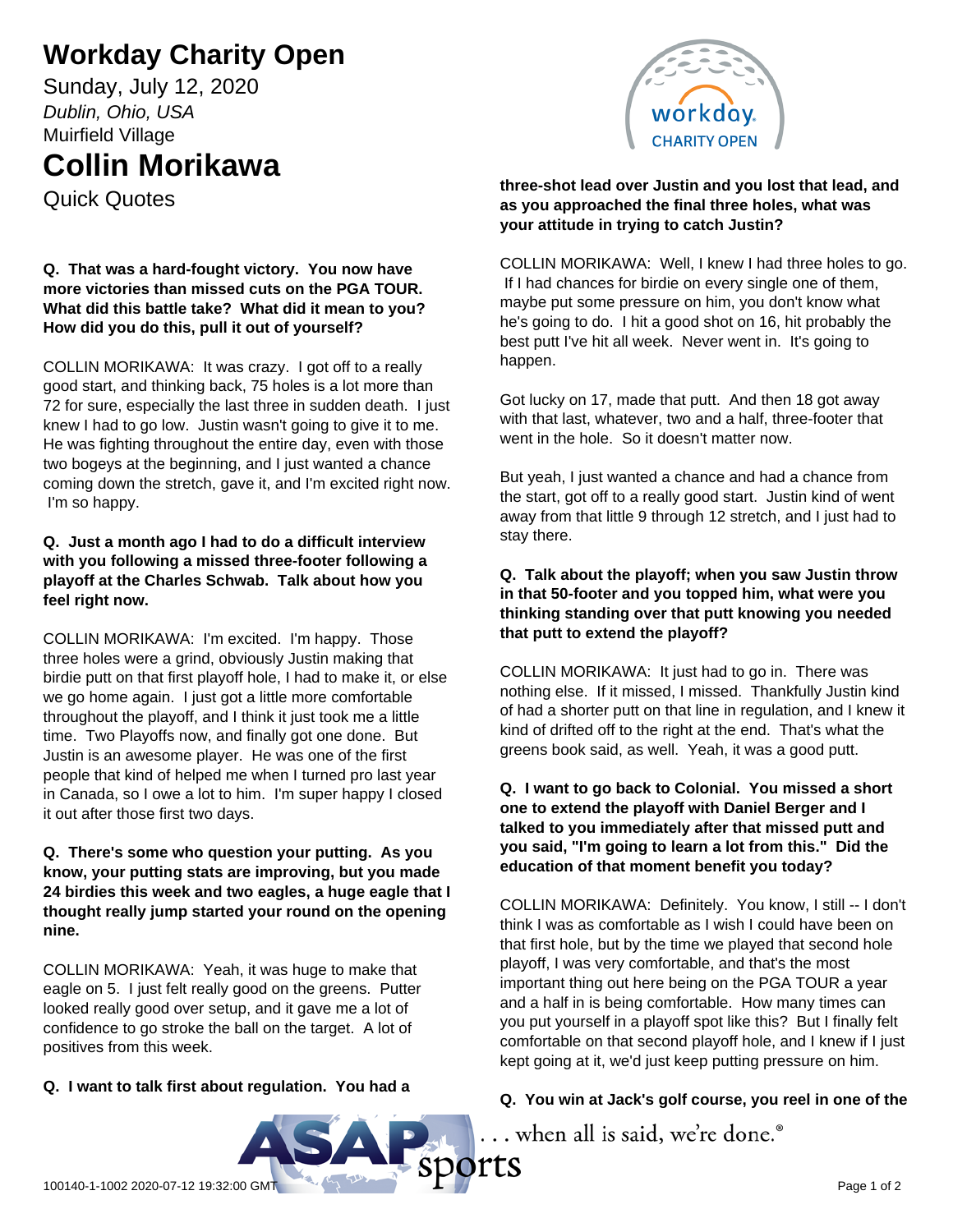# Workday Charity Open

Sunday, July 12, 2020

*Dublin, Ohio, USA*

Muirfield Village

# Collin Morikawa

Quick Quotes

**Q. That was a hard-fought victory. You now have more victories than missed cuts on the PGA TOUR. What did this battle take? What did it mean to you? How did you do this, pull it out of yourself?**

COLLIN MORIKAWA: It was crazy. I got off to a really good start, and thinking back, 75 holes is a lot more than 72 for sure, especially the last three in sudden death. I just knew I had to go low. Justin wasn't going to give it to me. He was fighting throughout the entire day, even with those two bogeys at the beginning, and I just wanted a chance coming down the stretch, gave it, and I'm excited right now. I'm so happy.

**Q. Just a month ago I had to do a difficult interview with you following a missed three-footer following a playoff at the Charles Schwab. Talk about how you feel right now.**

COLLIN MORIKAWA: I'm excited. I'm happy. Those three holes were a grind, obviously Justin making that birdie putt on that first playoff hole, I had to make it, or else we go home again. I just got a little more comfortable throughout the playoff, and I think it just took me a little time. Two Playoffs now, and finally got one done. But Justin is an awesome player. He was one of the first people that kind of helped me when I turned pro last year in Canada, so I owe a lot to him. I'm super happy I closed it out after those first two days.

**Q. There's some who question your putting. As you know, your putting stats are improving, but you made 24 birdies this week and two eagles, a huge eagle that I thought really jump started your round on the opening nine.**

COLLIN MORIKAWA: Yeah, it was huge to make that eagle on 5. I just felt really good on the greens. Putter looked really good over setup, and it gave me a lot of confidence to go stroke the ball on the target. A lot of positives from this week.

**Q. I want to talk first about regulation. You had a three-shot lead over Justin and you lost that lead, and as you approached the final three holes, what was your attitude in trying to catch Justin?**

COLLIN MORIKAWA: Well, I knew I had three holes to go. If I had chances for birdie on every single one of them, maybe put some pressure on him, you don't know what he's going to do. I hit a good shot on 16, hit probably the best putt I've hit all week. Never went in. It's going to happen.

Got lucky on 17, made that putt. And then 18 got away with that last, whatever, two and a half, three-footer that went in the hole. So it doesn't matter now.

But yeah, I just wanted a chance and had a chance from the start, got off to a really good start. Justin kind of went away from that little 9 through 12 stretch, and I just had to stay there.

**Q. Talk about the playoff; when you saw Justin throw in that 50-footer and you topped him, what were you thinking standing over that putt knowing you needed that putt to extend the playoff?**

COLLIN MORIKAWA: It just had to go in. There was nothing else. If it missed, I missed. Thankfully Justin kind of had a shorter putt on that line in regulation, and I knew it kind of drifted off to the right at the end. That's what the greens book said, as well. Yeah, it was a good putt.

**Q. I want to go back to Colonial. You missed a short one to extend the playoff with Daniel Berger and I talked to you immediately after that missed putt and you said, "I'm going to learn a lot from this." Did the education of that moment benefit you today?**

COLLIN MORIKAWA: Definitely. You know, I still -- I don't think I was as comfortable as I wish I could have been on that first hole, but by the time we played that second hole playoff, I was very comfortable, and that's the most important thing out here being on the PGA TOUR a year and a half in is being comfortable. How many times can you put yourself in a playoff spot like this? But I finally felt comfortable on that second playoff hole, and I knew if I just kept going at it, we'd just keep putting pressure on him.

**Q. You win at Jack's golf course, you reel in one of the**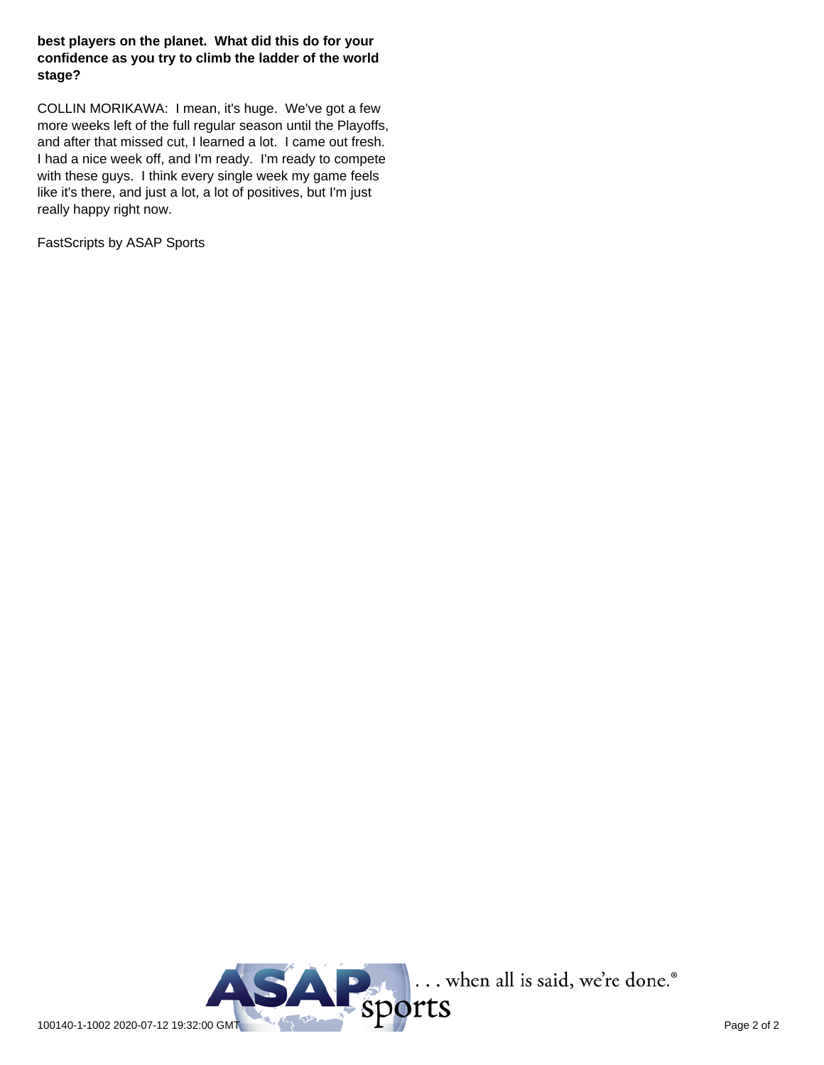**best players on the planet. What did this do for your confidence as you try to climb the ladder of the world stage?**

COLLIN MORIKAWA: I mean, it's huge. We've got a few more weeks left of the full regular season until the Playoffs, and after that missed cut, I learned a lot. I came out fresh. I had a nice week off, and I'm ready. I'm ready to compete with these guys. I think every single week my game feels like it's there, and just a lot, a lot of positives, but I'm just really happy right now.

FastScripts by ASAP Sports